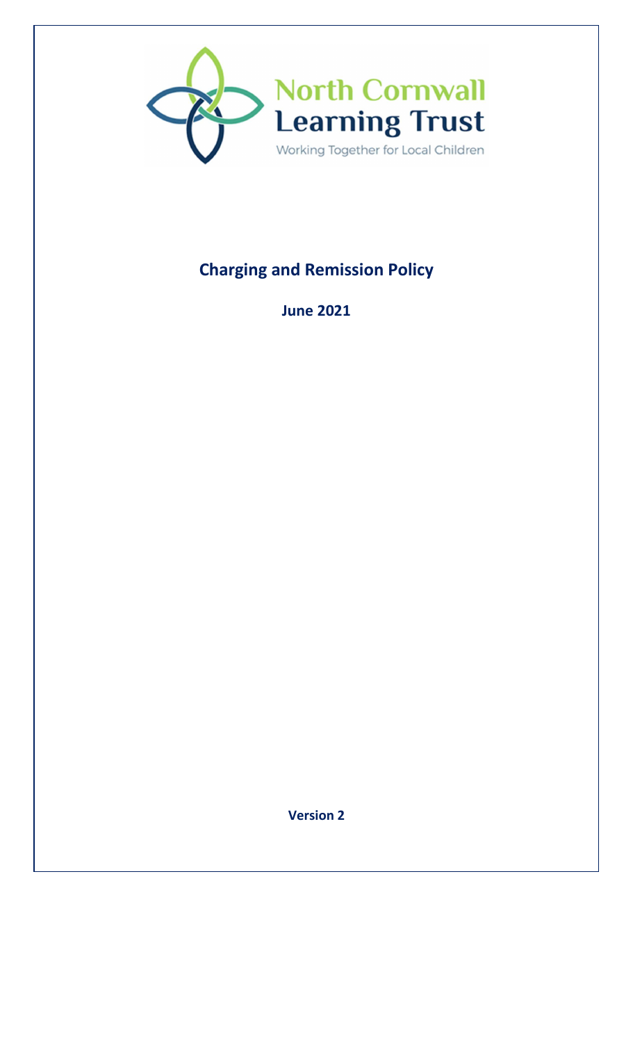North Cornwall Learning Trust

Working Together for Local Children

# Charging and Remission Policy

**June 2021**

**Version 2**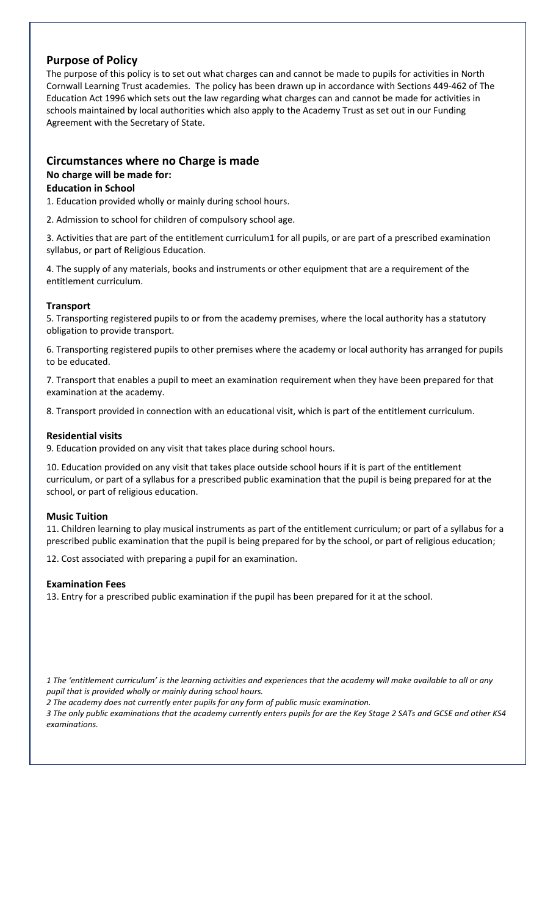## Purpose of Policy

The purpose of this policy is to set out what charges can and cannot be made to pupils for activities in North Cornwall Learning Trust academies. The policy has been drawn up in accordance with Sections 449-462 of The Education Act 1996 which sets out the law regarding what charges can and cannot be made for activities in schools maintained by local authorities which also apply to the Academy Trust as set out in our Funding Agreement with the Secretary of State.

## Circumstances where no Charge is made

**No charge will be made for:**

**Education in School**

1. Education provided wholly or mainly during school hours.

2. Admission to school for children of compulsory school age.

3. Activities that are part of the entitlement curriculum[1] for all pupils, or are part of a prescribed examination syllabus, or part of Religious Education.

4. The supply of any materials, books and instruments or other equipment that are a requirement of the entitlement curriculum.

**Transport**

5. Transporting registered pupils to or from the academy premises, where the local authority has a statutory obligation to provide transport.

6. Transporting registered pupils to other premises where the academy or local authority has arranged for pupils to be educated.

7. Transport that enables a pupil to meet an examination requirement when they have been prepared for that examination at the academy.

8. Transport provided in connection with an educational visit, which is part of the entitlement curriculum.

**Residential visits**

9. Education provided on any visit that takes place during school hours.

10. Education provided on any visit that takes place outside school hours if it is part of the entitlement curriculum, or part of a syllabus for a prescribed public examination that the pupil is being prepared for at the school, or part of religious education.

**Music Tuition**

11. Children learning to play musical instruments as part of the entitlement curriculum; or part of a syllabus for a prescribed public examination that the pupil is being prepared for by the school, or part of religious education;

12. Cost associated with preparing a pupil for an examination.

**Examination Fees**

13. Entry for a prescribed public examination if the pupil has been prepared for it at the school.

*1 The 'entitlement curriculum' is the learning activities and experiences that the academy will make available to all or any pupil that is provided wholly or mainly during school hours.*

*2 The academy does not currently enter pupils for any form of public music examination.*

*3 The only public examinations that the academy currently enters pupils for are the Key Stage 2 SATs and GCSE and other KS4 examinations.*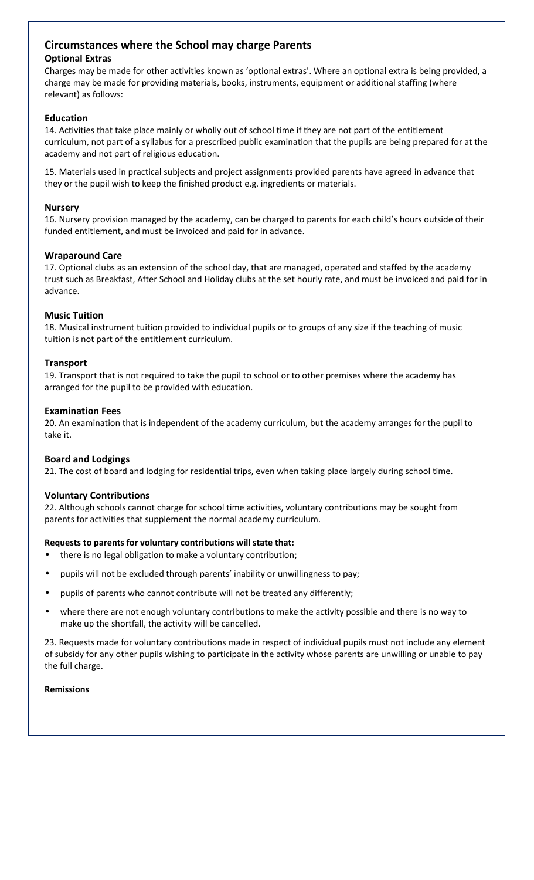## Circumstances where the School may charge Parents

### Optional Extras

Charges may be made for other activities known as 'optional extras'. Where an optional extra is being provided, a charge may be made for providing materials, books, instruments, equipment or additional staffing (where relevant) as follows:

### Education

14. Activities that take place mainly or wholly out of school time if they are not part of the entitlement curriculum, not part of a syllabus for a prescribed public examination that the pupils are being prepared for at the academy and not part of religious education.

15. Materials used in practical subjects and project assignments provided parents have agreed in advance that they or the pupil wish to keep the finished product e.g. ingredients or materials.

### Nursery

16. Nursery provision managed by the academy, can be charged to parents for each child's hours outside of their funded entitlement, and must be invoiced and paid for in advance.

### Wraparound Care

17. Optional clubs as an extension of the school day, that are managed, operated and staffed by the academy trust such as Breakfast, After School and Holiday clubs at the set hourly rate, and must be invoiced and paid for in advance.

### Music Tuition

18. Musical instrument tuition provided to individual pupils or to groups of any size if the teaching of music tuition is not part of the entitlement curriculum.

### Transport

19. Transport that is not required to take the pupil to school or to other premises where the academy has arranged for the pupil to be provided with education.

### Examination Fees

20. An examination that is independent of the academy curriculum, but the academy arranges for the pupil to take it.

### Board and Lodgings

21. The cost of board and lodging for residential trips, even when taking place largely during school time.

### Voluntary Contributions

22. Although schools cannot charge for school time activities, voluntary contributions may be sought from parents for activities that supplement the normal academy curriculum.

**Requests to parents for voluntary contributions will state that:**

- there is no legal obligation to make a voluntary contribution;
- pupils will not be excluded through parents' inability or unwillingness to pay;
- pupils of parents who cannot contribute will not be treated any differently;
- where there are not enough voluntary contributions to make the activity possible and there is no way to make up the shortfall, the activity will be cancelled.

23. Requests made for voluntary contributions made in respect of individual pupils must not include any element of subsidy for any other pupils wishing to participate in the activity whose parents are unwilling or unable to pay the full charge.

**Remissions**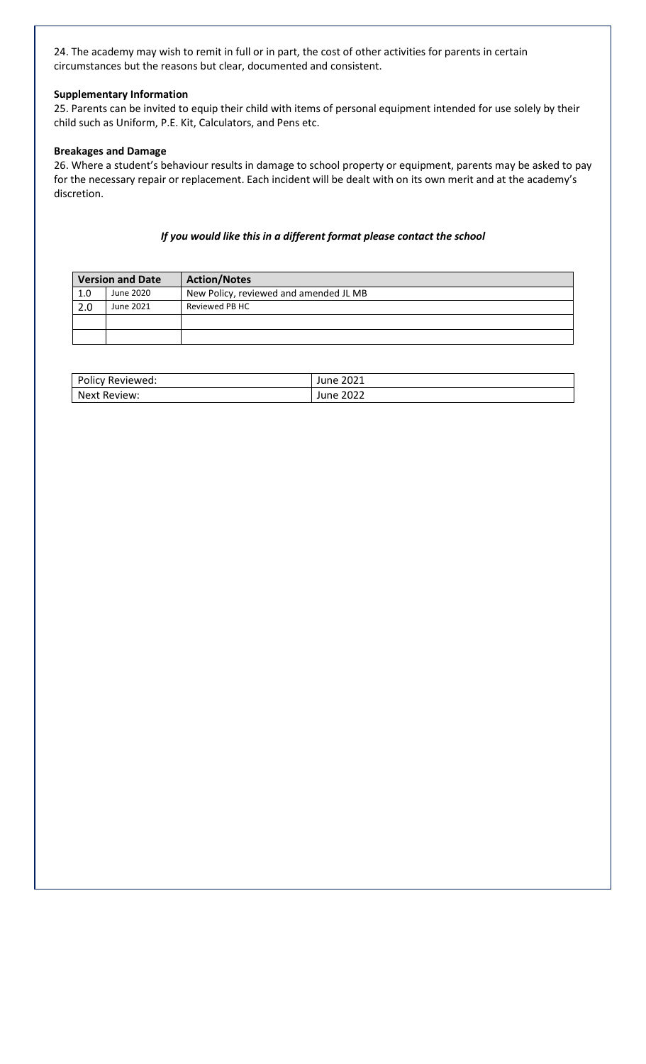24. The academy may wish to remit in full or in part, the cost of other activities for parents in certain circumstances but the reasons but clear, documented and consistent.

**Supplementary Information**

25. Parents can be invited to equip their child with items of personal equipment intended for use solely by their child such as Uniform, P.E. Kit, Calculators, and Pens etc.

**Breakages and Damage**

26. Where a student's behaviour results in damage to school property or equipment, parents may be asked to pay for the necessary repair or replacement. Each incident will be dealt with on its own merit and at the academy's discretion.

***If you would like this in a different format please contact the school***

| Version and Date | | Action/Notes |
|---|---|---|
| 1.0 | June 2020 | New Policy, reviewed and amended JL MB |
| 2.0 | June 2021 | Reviewed PB HC |
| | | |
| | | |

| | |
|---|---|
| Policy Reviewed: | June 2021 |
| Next Review: | June 2022 |